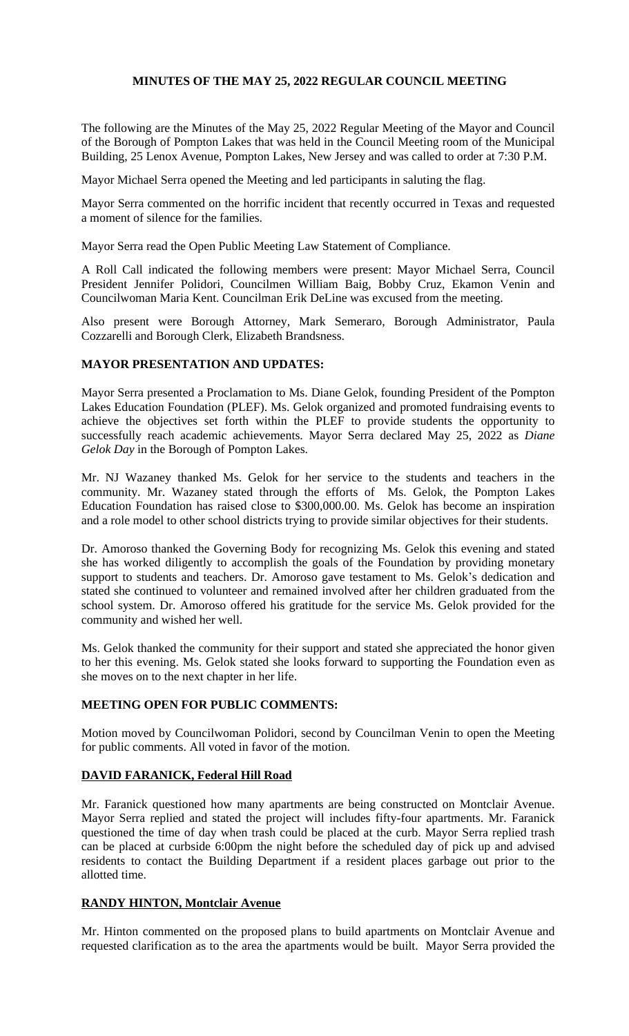# MINUTES OF THE MAY 25, 2022 REGULAR COUNCIL MEETING

The following are the Minutes of the May 25, 2022 Regular Meeting of the Mayor and Council of the Borough of Pompton Lakes that was held in the Council Meeting room of the Municipal Building, 25 Lenox Avenue, Pompton Lakes, New Jersey and was called to order at 7:30 P.M.

Mayor Michael Serra opened the Meeting and led participants in saluting the flag.

Mayor Serra commented on the horrific incident that recently occurred in Texas and requested a moment of silence for the families.

Mayor Serra read the Open Public Meeting Law Statement of Compliance.

A Roll Call indicated the following members were present: Mayor Michael Serra, Council President Jennifer Polidori, Councilmen William Baig, Bobby Cruz, Ekamon Venin and Councilwoman Maria Kent. Councilman Erik DeLine was excused from the meeting.

Also present were Borough Attorney, Mark Semeraro, Borough Administrator, Paula Cozzarelli and Borough Clerk, Elizabeth Brandsness.

## MAYOR PRESENTATION AND UPDATES:

Mayor Serra presented a Proclamation to Ms. Diane Gelok, founding President of the Pompton Lakes Education Foundation (PLEF). Ms. Gelok organized and promoted fundraising events to achieve the objectives set forth within the PLEF to provide students the opportunity to successfully reach academic achievements. Mayor Serra declared May 25, 2022 as *Diane Gelok Day* in the Borough of Pompton Lakes.

Mr. NJ Wazaney thanked Ms. Gelok for her service to the students and teachers in the community. Mr. Wazaney stated through the efforts of Ms. Gelok, the Pompton Lakes Education Foundation has raised close to $300,000.00. Ms. Gelok has become an inspiration and a role model to other school districts trying to provide similar objectives for their students.

Dr. Amoroso thanked the Governing Body for recognizing Ms. Gelok this evening and stated she has worked diligently to accomplish the goals of the Foundation by providing monetary support to students and teachers. Dr. Amoroso gave testament to Ms. Gelok's dedication and stated she continued to volunteer and remained involved after her children graduated from the school system. Dr. Amoroso offered his gratitude for the service Ms. Gelok provided for the community and wished her well.

Ms. Gelok thanked the community for their support and stated she appreciated the honor given to her this evening. Ms. Gelok stated she looks forward to supporting the Foundation even as she moves on to the next chapter in her life.

## MEETING OPEN FOR PUBLIC COMMENTS:

Motion moved by Councilwoman Polidori, second by Councilman Venin to open the Meeting for public comments. All voted in favor of the motion.

### DAVID FARANICK, Federal Hill Road

Mr. Faranick questioned how many apartments are being constructed on Montclair Avenue. Mayor Serra replied and stated the project will includes fifty-four apartments. Mr. Faranick questioned the time of day when trash could be placed at the curb. Mayor Serra replied trash can be placed at curbside 6:00pm the night before the scheduled day of pick up and advised residents to contact the Building Department if a resident places garbage out prior to the allotted time.

### RANDY HINTON, Montclair Avenue

Mr. Hinton commented on the proposed plans to build apartments on Montclair Avenue and requested clarification as to the area the apartments would be built. Mayor Serra provided the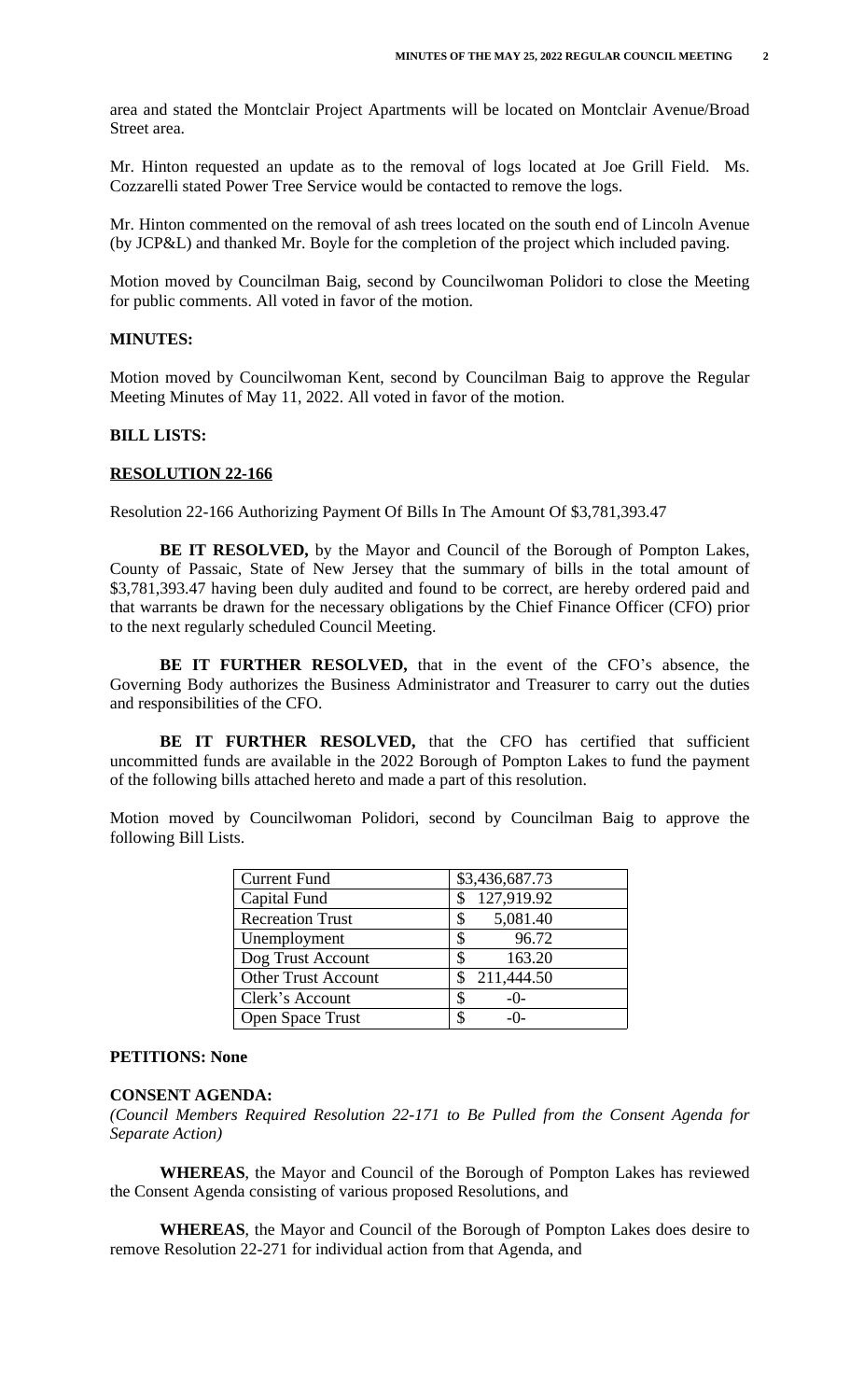area and stated the Montclair Project Apartments will be located on Montclair Avenue/Broad Street area.

Mr. Hinton requested an update as to the removal of logs located at Joe Grill Field. Ms. Cozzarelli stated Power Tree Service would be contacted to remove the logs.

Mr. Hinton commented on the removal of ash trees located on the south end of Lincoln Avenue (by JCP&L) and thanked Mr. Boyle for the completion of the project which included paving.

Motion moved by Councilman Baig, second by Councilwoman Polidori to close the Meeting for public comments. All voted in favor of the motion.

**MINUTES:**

Motion moved by Councilwoman Kent, second by Councilman Baig to approve the Regular Meeting Minutes of May 11, 2022. All voted in favor of the motion.

**BILL LISTS:**

**RESOLUTION 22-166**

Resolution 22-166 Authorizing Payment Of Bills In The Amount Of $3,781,393.47

**BE IT RESOLVED,** by the Mayor and Council of the Borough of Pompton Lakes, County of Passaic, State of New Jersey that the summary of bills in the total amount of $3,781,393.47 having been duly audited and found to be correct, are hereby ordered paid and that warrants be drawn for the necessary obligations by the Chief Finance Officer (CFO) prior to the next regularly scheduled Council Meeting.

**BE IT FURTHER RESOLVED,** that in the event of the CFO's absence, the Governing Body authorizes the Business Administrator and Treasurer to carry out the duties and responsibilities of the CFO.

**BE IT FURTHER RESOLVED,** that the CFO has certified that sufficient uncommitted funds are available in the 2022 Borough of Pompton Lakes to fund the payment of the following bills attached hereto and made a part of this resolution.

Motion moved by Councilwoman Polidori, second by Councilman Baig to approve the following Bill Lists.

| Current Fund | $3,436,687.73 |
|---|---|
| Capital Fund | $ 127,919.92 |
| Recreation Trust | $ 5,081.40 |
| Unemployment | $ 96.72 |
| Dog Trust Account | $ 163.20 |
| Other Trust Account | $ 211,444.50 |
| Clerk's Account | $ -0- |
| Open Space Trust | $ -0- |

**PETITIONS: None**

**CONSENT AGENDA:**

*(Council Members Required Resolution 22-171 to Be Pulled from the Consent Agenda for Separate Action)*

**WHEREAS**, the Mayor and Council of the Borough of Pompton Lakes has reviewed the Consent Agenda consisting of various proposed Resolutions, and

**WHEREAS**, the Mayor and Council of the Borough of Pompton Lakes does desire to remove Resolution 22-271 for individual action from that Agenda, and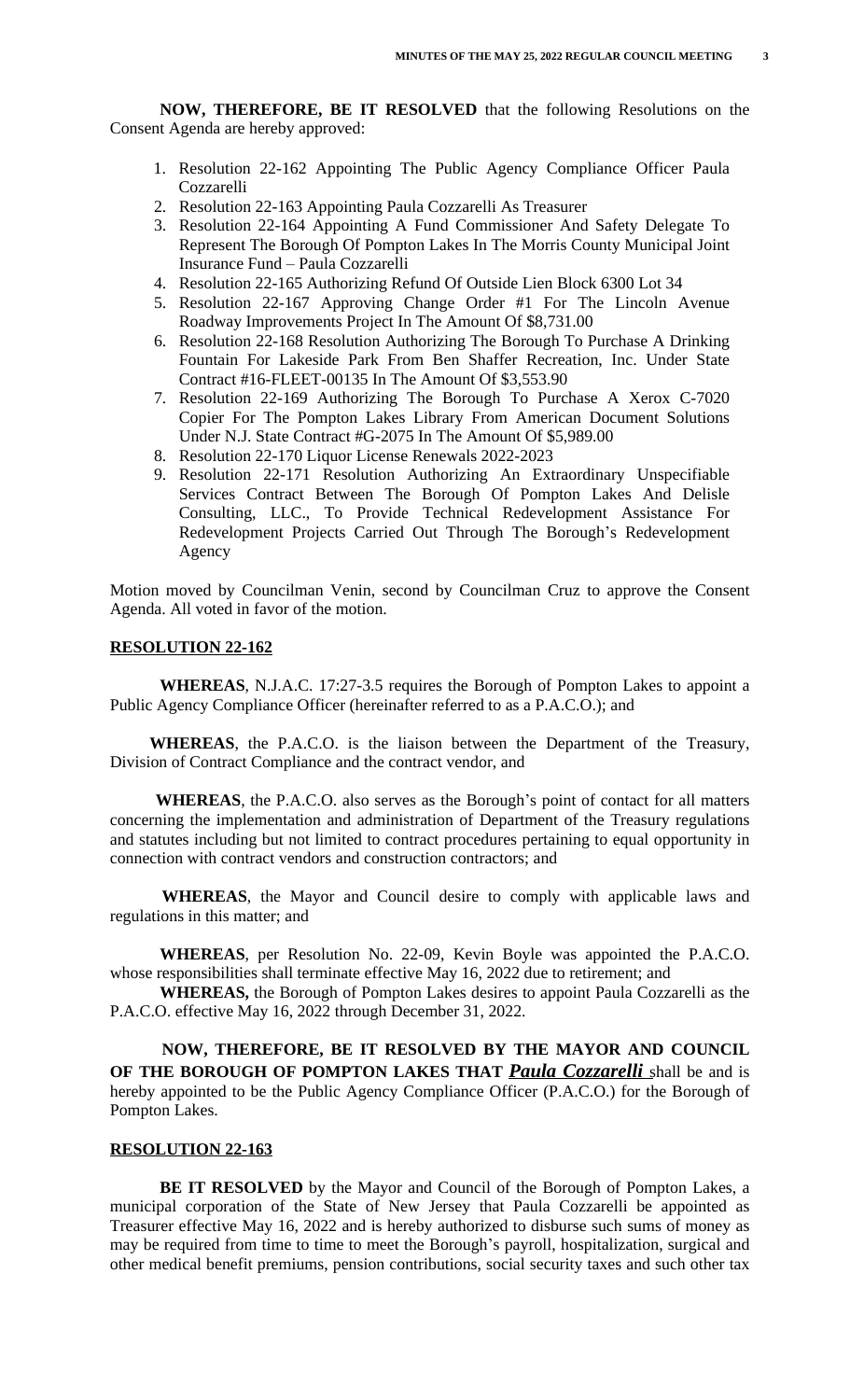**NOW, THEREFORE, BE IT RESOLVED** that the following Resolutions on the Consent Agenda are hereby approved:

1. Resolution 22-162 Appointing The Public Agency Compliance Officer Paula Cozzarelli
2. Resolution 22-163 Appointing Paula Cozzarelli As Treasurer
3. Resolution 22-164 Appointing A Fund Commissioner And Safety Delegate To Represent The Borough Of Pompton Lakes In The Morris County Municipal Joint Insurance Fund – Paula Cozzarelli
4. Resolution 22-165 Authorizing Refund Of Outside Lien Block 6300 Lot 34
5. Resolution 22-167 Approving Change Order #1 For The Lincoln Avenue Roadway Improvements Project In The Amount Of $8,731.00
6. Resolution 22-168 Resolution Authorizing The Borough To Purchase A Drinking Fountain For Lakeside Park From Ben Shaffer Recreation, Inc. Under State Contract #16-FLEET-00135 In The Amount Of $3,553.90
7. Resolution 22-169 Authorizing The Borough To Purchase A Xerox C-7020 Copier For The Pompton Lakes Library From American Document Solutions Under N.J. State Contract #G-2075 In The Amount Of $5,989.00
8. Resolution 22-170 Liquor License Renewals 2022-2023
9. Resolution 22-171 Resolution Authorizing An Extraordinary Unspecifiable Services Contract Between The Borough Of Pompton Lakes And Delisle Consulting, LLC., To Provide Technical Redevelopment Assistance For Redevelopment Projects Carried Out Through The Borough's Redevelopment Agency

Motion moved by Councilman Venin, second by Councilman Cruz to approve the Consent Agenda. All voted in favor of the motion.

## RESOLUTION 22-162

**WHEREAS**, N.J.A.C. 17:27-3.5 requires the Borough of Pompton Lakes to appoint a Public Agency Compliance Officer (hereinafter referred to as a P.A.C.O.); and

**WHEREAS**, the P.A.C.O. is the liaison between the Department of the Treasury, Division of Contract Compliance and the contract vendor, and

**WHEREAS**, the P.A.C.O. also serves as the Borough's point of contact for all matters concerning the implementation and administration of Department of the Treasury regulations and statutes including but not limited to contract procedures pertaining to equal opportunity in connection with contract vendors and construction contractors; and

**WHEREAS**, the Mayor and Council desire to comply with applicable laws and regulations in this matter; and

**WHEREAS**, per Resolution No. 22-09, Kevin Boyle was appointed the P.A.C.O. whose responsibilities shall terminate effective May 16, 2022 due to retirement; and

**WHEREAS,** the Borough of Pompton Lakes desires to appoint Paula Cozzarelli as the P.A.C.O. effective May 16, 2022 through December 31, 2022.

**NOW, THEREFORE, BE IT RESOLVED BY THE MAYOR AND COUNCIL OF THE BOROUGH OF POMPTON LAKES THAT *Paula Cozzarelli*** shall be and is hereby appointed to be the Public Agency Compliance Officer (P.A.C.O.) for the Borough of Pompton Lakes.

## RESOLUTION 22-163

**BE IT RESOLVED** by the Mayor and Council of the Borough of Pompton Lakes, a municipal corporation of the State of New Jersey that Paula Cozzarelli be appointed as Treasurer effective May 16, 2022 and is hereby authorized to disburse such sums of money as may be required from time to time to meet the Borough's payroll, hospitalization, surgical and other medical benefit premiums, pension contributions, social security taxes and such other tax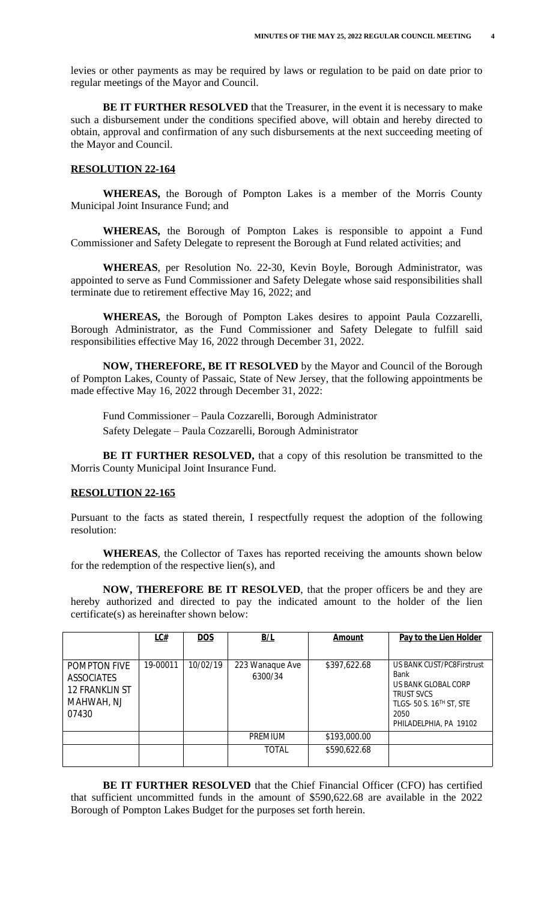levies or other payments as may be required by laws or regulation to be paid on date prior to regular meetings of the Mayor and Council.

**BE IT FURTHER RESOLVED** that the Treasurer, in the event it is necessary to make such a disbursement under the conditions specified above, will obtain and hereby directed to obtain, approval and confirmation of any such disbursements at the next succeeding meeting of the Mayor and Council.

**RESOLUTION 22-164**

**WHEREAS,** the Borough of Pompton Lakes is a member of the Morris County Municipal Joint Insurance Fund; and

**WHEREAS,** the Borough of Pompton Lakes is responsible to appoint a Fund Commissioner and Safety Delegate to represent the Borough at Fund related activities; and

**WHEREAS**, per Resolution No. 22-30, Kevin Boyle, Borough Administrator, was appointed to serve as Fund Commissioner and Safety Delegate whose said responsibilities shall terminate due to retirement effective May 16, 2022; and

**WHEREAS,** the Borough of Pompton Lakes desires to appoint Paula Cozzarelli, Borough Administrator, as the Fund Commissioner and Safety Delegate to fulfill said responsibilities effective May 16, 2022 through December 31, 2022.

**NOW, THEREFORE, BE IT RESOLVED** by the Mayor and Council of the Borough of Pompton Lakes, County of Passaic, State of New Jersey, that the following appointments be made effective May 16, 2022 through December 31, 2022:

Fund Commissioner – Paula Cozzarelli, Borough Administrator
Safety Delegate – Paula Cozzarelli, Borough Administrator

**BE IT FURTHER RESOLVED,** that a copy of this resolution be transmitted to the Morris County Municipal Joint Insurance Fund.

**RESOLUTION 22-165**

Pursuant to the facts as stated therein, I respectfully request the adoption of the following resolution:

**WHEREAS**, the Collector of Taxes has reported receiving the amounts shown below for the redemption of the respective lien(s), and

**NOW, THEREFORE BE IT RESOLVED**, that the proper officers be and they are hereby authorized and directed to pay the indicated amount to the holder of the lien certificate(s) as hereinafter shown below:

| | LC# | DOS | B/L | Amount | Pay to the Lien Holder |
|---|---|---|---|---|---|
| POMPTON FIVE ASSOCIATES 12 FRANKLIN ST MAHWAH, NJ 07430 | 19-00011 | 10/02/19 | 223 Wanaque Ave 6300/34 | \$397,622.68 | US BANK CUST/PC8Firstrust Bank US BANK GLOBAL CORP TRUST SVCS TLGS- 50 S. 16TH ST, STE 2050 PHILADELPHIA, PA 19102 |
| | | | PREMIUM | \$193,000.00 | |
| | | | TOTAL | \$590,622.68 | |

**BE IT FURTHER RESOLVED** that the Chief Financial Officer (CFO) has certified that sufficient uncommitted funds in the amount of \$590,622.68 are available in the 2022 Borough of Pompton Lakes Budget for the purposes set forth herein.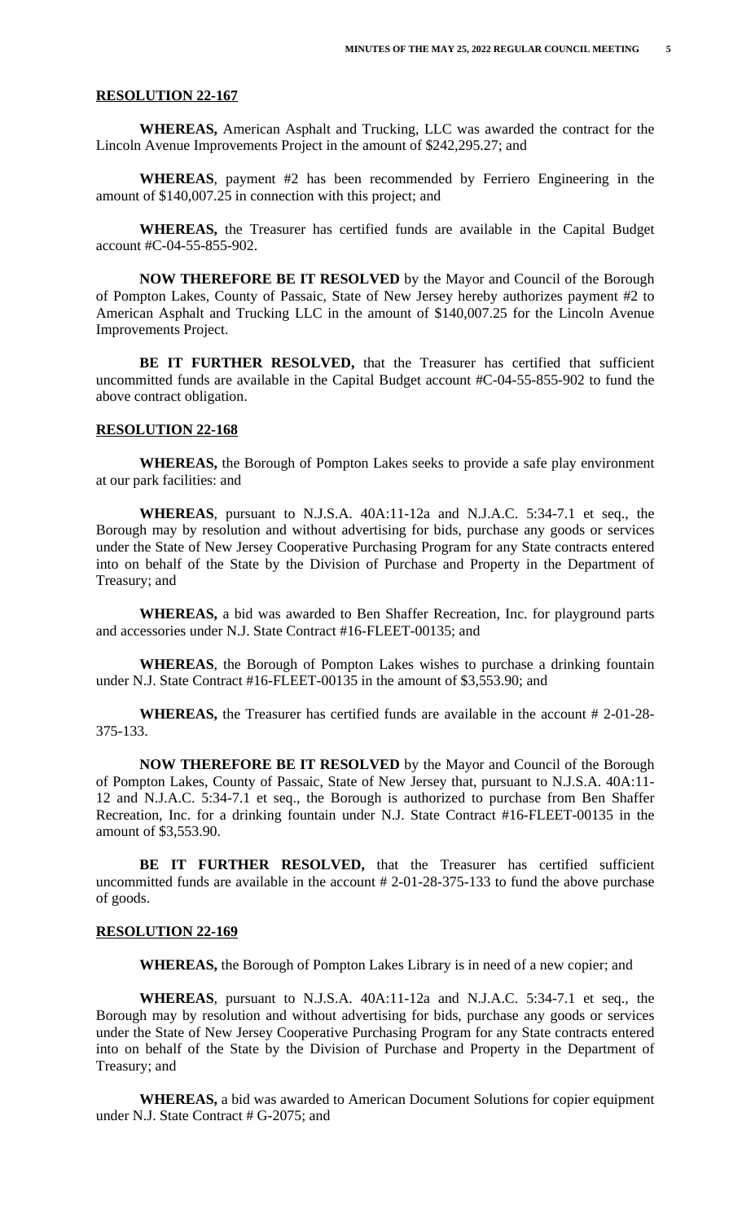**RESOLUTION 22-167**

**WHEREAS,** American Asphalt and Trucking, LLC was awarded the contract for the Lincoln Avenue Improvements Project in the amount of $242,295.27; and

**WHEREAS**, payment #2 has been recommended by Ferriero Engineering in the amount of $140,007.25 in connection with this project; and

**WHEREAS,** the Treasurer has certified funds are available in the Capital Budget account #C-04-55-855-902.

**NOW THEREFORE BE IT RESOLVED** by the Mayor and Council of the Borough of Pompton Lakes, County of Passaic, State of New Jersey hereby authorizes payment #2 to American Asphalt and Trucking LLC in the amount of $140,007.25 for the Lincoln Avenue Improvements Project.

**BE IT FURTHER RESOLVED,** that the Treasurer has certified that sufficient uncommitted funds are available in the Capital Budget account #C-04-55-855-902 to fund the above contract obligation.

**RESOLUTION 22-168**

**WHEREAS,** the Borough of Pompton Lakes seeks to provide a safe play environment at our park facilities: and

**WHEREAS**, pursuant to N.J.S.A. 40A:11-12a and N.J.A.C. 5:34-7.1 et seq., the Borough may by resolution and without advertising for bids, purchase any goods or services under the State of New Jersey Cooperative Purchasing Program for any State contracts entered into on behalf of the State by the Division of Purchase and Property in the Department of Treasury; and

**WHEREAS,** a bid was awarded to Ben Shaffer Recreation, Inc. for playground parts and accessories under N.J. State Contract #16-FLEET-00135; and

**WHEREAS**, the Borough of Pompton Lakes wishes to purchase a drinking fountain under N.J. State Contract #16-FLEET-00135 in the amount of $3,553.90; and

**WHEREAS,** the Treasurer has certified funds are available in the account # 2-01-28-375-133.

**NOW THEREFORE BE IT RESOLVED** by the Mayor and Council of the Borough of Pompton Lakes, County of Passaic, State of New Jersey that, pursuant to N.J.S.A. 40A:11-12 and N.J.A.C. 5:34-7.1 et seq., the Borough is authorized to purchase from Ben Shaffer Recreation, Inc. for a drinking fountain under N.J. State Contract #16-FLEET-00135 in the amount of $3,553.90.

**BE IT FURTHER RESOLVED,** that the Treasurer has certified sufficient uncommitted funds are available in the account # 2-01-28-375-133 to fund the above purchase of goods.

**RESOLUTION 22-169**

**WHEREAS,** the Borough of Pompton Lakes Library is in need of a new copier; and

**WHEREAS**, pursuant to N.J.S.A. 40A:11-12a and N.J.A.C. 5:34-7.1 et seq., the Borough may by resolution and without advertising for bids, purchase any goods or services under the State of New Jersey Cooperative Purchasing Program for any State contracts entered into on behalf of the State by the Division of Purchase and Property in the Department of Treasury; and

**WHEREAS,** a bid was awarded to American Document Solutions for copier equipment under N.J. State Contract # G-2075; and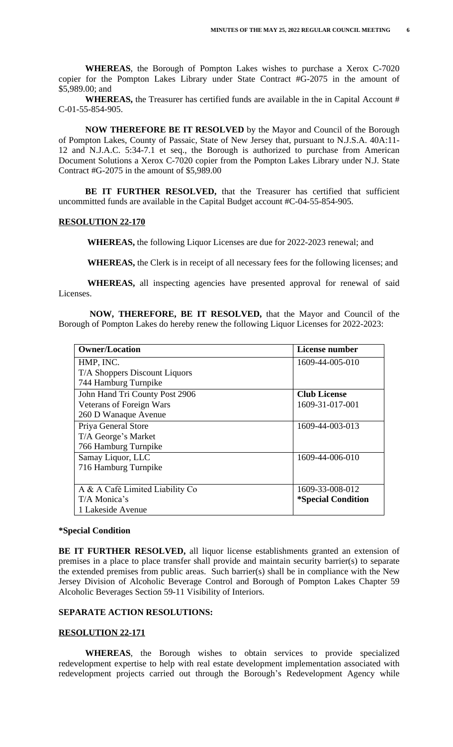**WHEREAS**, the Borough of Pompton Lakes wishes to purchase a Xerox C-7020 copier for the Pompton Lakes Library under State Contract #G-2075 in the amount of $5,989.00; and

**WHEREAS,** the Treasurer has certified funds are available in the in Capital Account # C-01-55-854-905.

**NOW THEREFORE BE IT RESOLVED** by the Mayor and Council of the Borough of Pompton Lakes, County of Passaic, State of New Jersey that, pursuant to N.J.S.A. 40A:11-12 and N.J.A.C. 5:34-7.1 et seq., the Borough is authorized to purchase from American Document Solutions a Xerox C-7020 copier from the Pompton Lakes Library under N.J. State Contract #G-2075 in the amount of $5,989.00

**BE IT FURTHER RESOLVED,** that the Treasurer has certified that sufficient uncommitted funds are available in the Capital Budget account #C-04-55-854-905.

**RESOLUTION 22-170**

**WHEREAS,** the following Liquor Licenses are due for 2022-2023 renewal; and

**WHEREAS,** the Clerk is in receipt of all necessary fees for the following licenses; and

**WHEREAS,** all inspecting agencies have presented approval for renewal of said Licenses.

**NOW, THEREFORE, BE IT RESOLVED,** that the Mayor and Council of the Borough of Pompton Lakes do hereby renew the following Liquor Licenses for 2022-2023:

| **Owner/Location** | **License number** |
|---|---|
| HMP, INC.<br>T/A Shoppers Discount Liquors<br>744 Hamburg Turnpike | 1609-44-005-010 |
| John Hand Tri County Post 2906<br>Veterans of Foreign Wars<br>260 D Wanaque Avenue | **Club License**<br>1609-31-017-001 |
| Priya General Store<br>T/A George's Market<br>766 Hamburg Turnpike | 1609-44-003-013 |
| Samay Liquor, LLC<br>716 Hamburg Turnpike | 1609-44-006-010 |
| A & A Café Limited Liability Co<br>T/A Monica's<br>1 Lakeside Avenue | 1609-33-008-012<br>**\*Special Condition** |

**\*Special Condition**

**BE IT FURTHER RESOLVED,** all liquor license establishments granted an extension of premises in a place to place transfer shall provide and maintain security barrier(s) to separate the extended premises from public areas. Such barrier(s) shall be in compliance with the New Jersey Division of Alcoholic Beverage Control and Borough of Pompton Lakes Chapter 59 Alcoholic Beverages Section 59-11 Visibility of Interiors.

**SEPARATE ACTION RESOLUTIONS:**

**RESOLUTION 22-171**

**WHEREAS**, the Borough wishes to obtain services to provide specialized redevelopment expertise to help with real estate development implementation associated with redevelopment projects carried out through the Borough's Redevelopment Agency while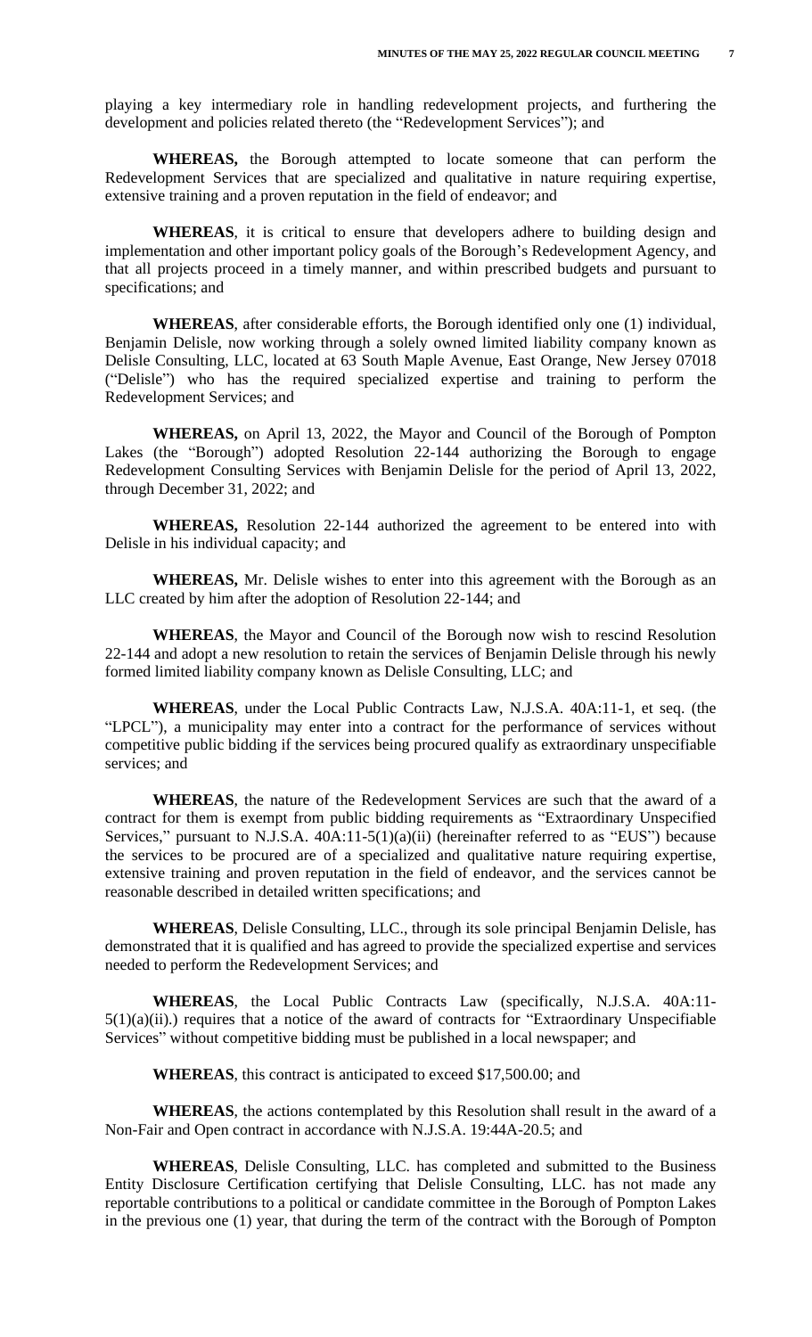playing a key intermediary role in handling redevelopment projects, and furthering the development and policies related thereto (the "Redevelopment Services"); and

**WHEREAS,** the Borough attempted to locate someone that can perform the Redevelopment Services that are specialized and qualitative in nature requiring expertise, extensive training and a proven reputation in the field of endeavor; and

**WHEREAS**, it is critical to ensure that developers adhere to building design and implementation and other important policy goals of the Borough's Redevelopment Agency, and that all projects proceed in a timely manner, and within prescribed budgets and pursuant to specifications; and

**WHEREAS**, after considerable efforts, the Borough identified only one (1) individual, Benjamin Delisle, now working through a solely owned limited liability company known as Delisle Consulting, LLC, located at 63 South Maple Avenue, East Orange, New Jersey 07018 ("Delisle") who has the required specialized expertise and training to perform the Redevelopment Services; and

**WHEREAS,** on April 13, 2022, the Mayor and Council of the Borough of Pompton Lakes (the "Borough") adopted Resolution 22-144 authorizing the Borough to engage Redevelopment Consulting Services with Benjamin Delisle for the period of April 13, 2022, through December 31, 2022; and

**WHEREAS,** Resolution 22-144 authorized the agreement to be entered into with Delisle in his individual capacity; and

**WHEREAS,** Mr. Delisle wishes to enter into this agreement with the Borough as an LLC created by him after the adoption of Resolution 22-144; and

**WHEREAS**, the Mayor and Council of the Borough now wish to rescind Resolution 22-144 and adopt a new resolution to retain the services of Benjamin Delisle through his newly formed limited liability company known as Delisle Consulting, LLC; and

**WHEREAS**, under the Local Public Contracts Law, N.J.S.A. 40A:11-1, et seq. (the "LPCL"), a municipality may enter into a contract for the performance of services without competitive public bidding if the services being procured qualify as extraordinary unspecifiable services; and

**WHEREAS**, the nature of the Redevelopment Services are such that the award of a contract for them is exempt from public bidding requirements as "Extraordinary Unspecified Services," pursuant to N.J.S.A. 40A:11-5(1)(a)(ii) (hereinafter referred to as "EUS") because the services to be procured are of a specialized and qualitative nature requiring expertise, extensive training and proven reputation in the field of endeavor, and the services cannot be reasonable described in detailed written specifications; and

**WHEREAS**, Delisle Consulting, LLC., through its sole principal Benjamin Delisle, has demonstrated that it is qualified and has agreed to provide the specialized expertise and services needed to perform the Redevelopment Services; and

**WHEREAS**, the Local Public Contracts Law (specifically, N.J.S.A. 40A:11-5(1)(a)(ii).) requires that a notice of the award of contracts for "Extraordinary Unspecifiable Services" without competitive bidding must be published in a local newspaper; and

**WHEREAS**, this contract is anticipated to exceed $17,500.00; and

**WHEREAS**, the actions contemplated by this Resolution shall result in the award of a Non-Fair and Open contract in accordance with N.J.S.A. 19:44A-20.5; and

**WHEREAS**, Delisle Consulting, LLC. has completed and submitted to the Business Entity Disclosure Certification certifying that Delisle Consulting, LLC. has not made any reportable contributions to a political or candidate committee in the Borough of Pompton Lakes in the previous one (1) year, that during the term of the contract with the Borough of Pompton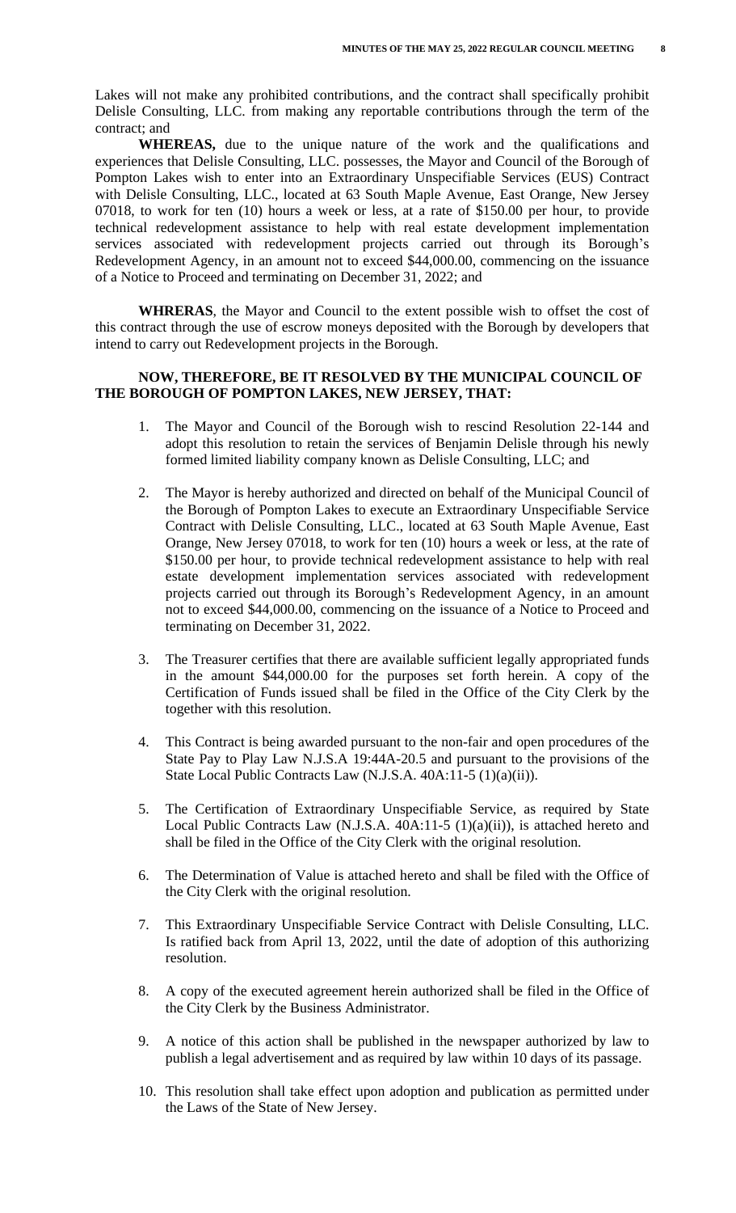Lakes will not make any prohibited contributions, and the contract shall specifically prohibit Delisle Consulting, LLC. from making any reportable contributions through the term of the contract; and

**WHEREAS,** due to the unique nature of the work and the qualifications and experiences that Delisle Consulting, LLC. possesses, the Mayor and Council of the Borough of Pompton Lakes wish to enter into an Extraordinary Unspecifiable Services (EUS) Contract with Delisle Consulting, LLC., located at 63 South Maple Avenue, East Orange, New Jersey 07018, to work for ten (10) hours a week or less, at a rate of $150.00 per hour, to provide technical redevelopment assistance to help with real estate development implementation services associated with redevelopment projects carried out through its Borough's Redevelopment Agency, in an amount not to exceed $44,000.00, commencing on the issuance of a Notice to Proceed and terminating on December 31, 2022; and

**WHRERAS**, the Mayor and Council to the extent possible wish to offset the cost of this contract through the use of escrow moneys deposited with the Borough by developers that intend to carry out Redevelopment projects in the Borough.

**NOW, THEREFORE, BE IT RESOLVED BY THE MUNICIPAL COUNCIL OF THE BOROUGH OF POMPTON LAKES, NEW JERSEY, THAT:**

1. The Mayor and Council of the Borough wish to rescind Resolution 22-144 and adopt this resolution to retain the services of Benjamin Delisle through his newly formed limited liability company known as Delisle Consulting, LLC; and

2. The Mayor is hereby authorized and directed on behalf of the Municipal Council of the Borough of Pompton Lakes to execute an Extraordinary Unspecifiable Service Contract with Delisle Consulting, LLC., located at 63 South Maple Avenue, East Orange, New Jersey 07018, to work for ten (10) hours a week or less, at the rate of $150.00 per hour, to provide technical redevelopment assistance to help with real estate development implementation services associated with redevelopment projects carried out through its Borough's Redevelopment Agency, in an amount not to exceed $44,000.00, commencing on the issuance of a Notice to Proceed and terminating on December 31, 2022.

3. The Treasurer certifies that there are available sufficient legally appropriated funds in the amount $44,000.00 for the purposes set forth herein. A copy of the Certification of Funds issued shall be filed in the Office of the City Clerk by the together with this resolution.

4. This Contract is being awarded pursuant to the non-fair and open procedures of the State Pay to Play Law N.J.S.A 19:44A-20.5 and pursuant to the provisions of the State Local Public Contracts Law (N.J.S.A. 40A:11-5 (1)(a)(ii)).

5. The Certification of Extraordinary Unspecifiable Service, as required by State Local Public Contracts Law (N.J.S.A. 40A:11-5 (1)(a)(ii)), is attached hereto and shall be filed in the Office of the City Clerk with the original resolution.

6. The Determination of Value is attached hereto and shall be filed with the Office of the City Clerk with the original resolution.

7. This Extraordinary Unspecifiable Service Contract with Delisle Consulting, LLC. Is ratified back from April 13, 2022, until the date of adoption of this authorizing resolution.

8. A copy of the executed agreement herein authorized shall be filed in the Office of the City Clerk by the Business Administrator.

9. A notice of this action shall be published in the newspaper authorized by law to publish a legal advertisement and as required by law within 10 days of its passage.

10. This resolution shall take effect upon adoption and publication as permitted under the Laws of the State of New Jersey.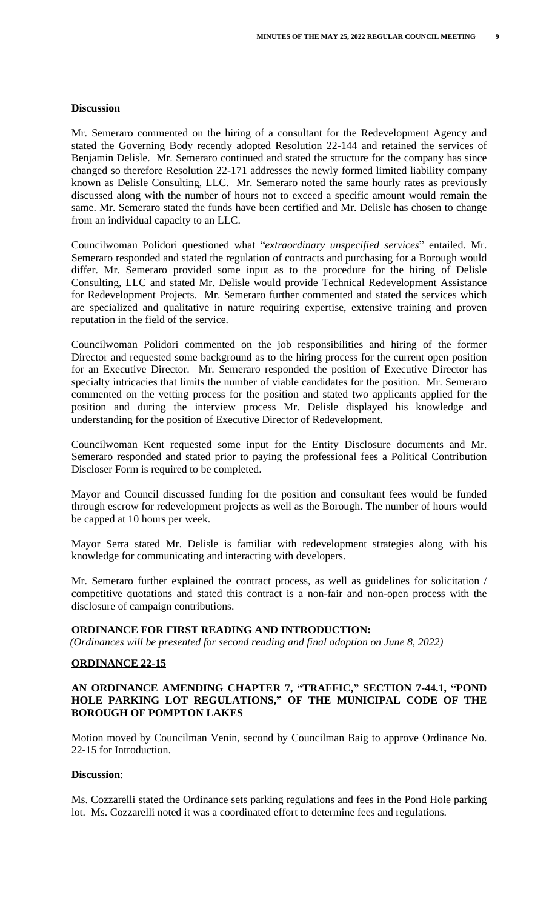**Discussion**

Mr. Semeraro commented on the hiring of a consultant for the Redevelopment Agency and stated the Governing Body recently adopted Resolution 22-144 and retained the services of Benjamin Delisle. Mr. Semeraro continued and stated the structure for the company has since changed so therefore Resolution 22-171 addresses the newly formed limited liability company known as Delisle Consulting, LLC. Mr. Semeraro noted the same hourly rates as previously discussed along with the number of hours not to exceed a specific amount would remain the same. Mr. Semeraro stated the funds have been certified and Mr. Delisle has chosen to change from an individual capacity to an LLC.

Councilwoman Polidori questioned what "*extraordinary unspecified services*" entailed. Mr. Semeraro responded and stated the regulation of contracts and purchasing for a Borough would differ. Mr. Semeraro provided some input as to the procedure for the hiring of Delisle Consulting, LLC and stated Mr. Delisle would provide Technical Redevelopment Assistance for Redevelopment Projects. Mr. Semeraro further commented and stated the services which are specialized and qualitative in nature requiring expertise, extensive training and proven reputation in the field of the service.

Councilwoman Polidori commented on the job responsibilities and hiring of the former Director and requested some background as to the hiring process for the current open position for an Executive Director. Mr. Semeraro responded the position of Executive Director has specialty intricacies that limits the number of viable candidates for the position. Mr. Semeraro commented on the vetting process for the position and stated two applicants applied for the position and during the interview process Mr. Delisle displayed his knowledge and understanding for the position of Executive Director of Redevelopment.

Councilwoman Kent requested some input for the Entity Disclosure documents and Mr. Semeraro responded and stated prior to paying the professional fees a Political Contribution Discloser Form is required to be completed.

Mayor and Council discussed funding for the position and consultant fees would be funded through escrow for redevelopment projects as well as the Borough. The number of hours would be capped at 10 hours per week.

Mayor Serra stated Mr. Delisle is familiar with redevelopment strategies along with his knowledge for communicating and interacting with developers.

Mr. Semeraro further explained the contract process, as well as guidelines for solicitation / competitive quotations and stated this contract is a non-fair and non-open process with the disclosure of campaign contributions.

**ORDINANCE FOR FIRST READING AND INTRODUCTION:**

*(Ordinances will be presented for second reading and final adoption on June 8, 2022)*

**ORDINANCE 22-15**

**AN ORDINANCE AMENDING CHAPTER 7, "TRAFFIC," SECTION 7-44.1, "POND HOLE PARKING LOT REGULATIONS," OF THE MUNICIPAL CODE OF THE BOROUGH OF POMPTON LAKES**

Motion moved by Councilman Venin, second by Councilman Baig to approve Ordinance No. 22-15 for Introduction.

**Discussion**:

Ms. Cozzarelli stated the Ordinance sets parking regulations and fees in the Pond Hole parking lot. Ms. Cozzarelli noted it was a coordinated effort to determine fees and regulations.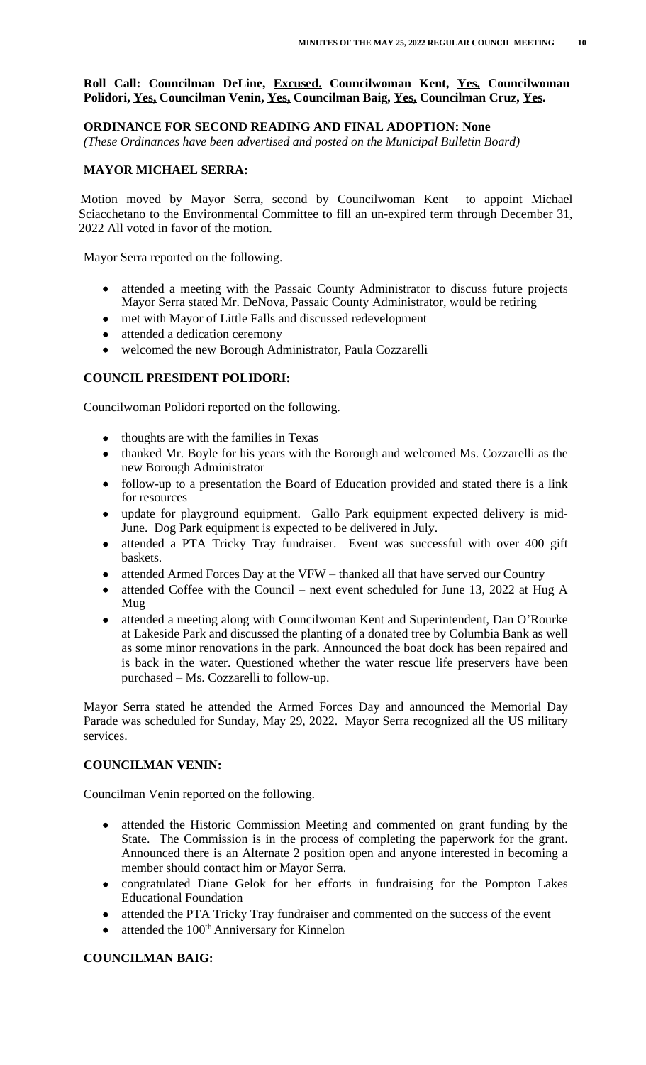**Roll Call: Councilman DeLine, <u>Excused.</u> Councilwoman Kent, <u>Yes,</u> Councilwoman Polidori, <u>Yes,</u> Councilman Venin, <u>Yes,</u> Councilman Baig, <u>Yes,</u> Councilman Cruz, <u>Yes</u>.**

**ORDINANCE FOR SECOND READING AND FINAL ADOPTION: None**

*(These Ordinances have been advertised and posted on the Municipal Bulletin Board)*

**MAYOR MICHAEL SERRA:**

Motion moved by Mayor Serra, second by Councilwoman Kent to appoint Michael Sciacchetano to the Environmental Committee to fill an un-expired term through December 31, 2022 All voted in favor of the motion.

Mayor Serra reported on the following.

- attended a meeting with the Passaic County Administrator to discuss future projects Mayor Serra stated Mr. DeNova, Passaic County Administrator, would be retiring
- met with Mayor of Little Falls and discussed redevelopment
- attended a dedication ceremony
- welcomed the new Borough Administrator, Paula Cozzarelli

**COUNCIL PRESIDENT POLIDORI:**

Councilwoman Polidori reported on the following.

- thoughts are with the families in Texas
- thanked Mr. Boyle for his years with the Borough and welcomed Ms. Cozzarelli as the new Borough Administrator
- follow-up to a presentation the Board of Education provided and stated there is a link for resources
- update for playground equipment. Gallo Park equipment expected delivery is mid-June. Dog Park equipment is expected to be delivered in July.
- attended a PTA Tricky Tray fundraiser. Event was successful with over 400 gift baskets.
- attended Armed Forces Day at the VFW – thanked all that have served our Country
- attended Coffee with the Council – next event scheduled for June 13, 2022 at Hug A Mug
- attended a meeting along with Councilwoman Kent and Superintendent, Dan O'Rourke at Lakeside Park and discussed the planting of a donated tree by Columbia Bank as well as some minor renovations in the park. Announced the boat dock has been repaired and is back in the water. Questioned whether the water rescue life preservers have been purchased – Ms. Cozzarelli to follow-up.

Mayor Serra stated he attended the Armed Forces Day and announced the Memorial Day Parade was scheduled for Sunday, May 29, 2022. Mayor Serra recognized all the US military services.

**COUNCILMAN VENIN:**

Councilman Venin reported on the following.

- attended the Historic Commission Meeting and commented on grant funding by the State. The Commission is in the process of completing the paperwork for the grant. Announced there is an Alternate 2 position open and anyone interested in becoming a member should contact him or Mayor Serra.
- congratulated Diane Gelok for her efforts in fundraising for the Pompton Lakes Educational Foundation
- attended the PTA Tricky Tray fundraiser and commented on the success of the event
- attended the 100th Anniversary for Kinnelon

**COUNCILMAN BAIG:**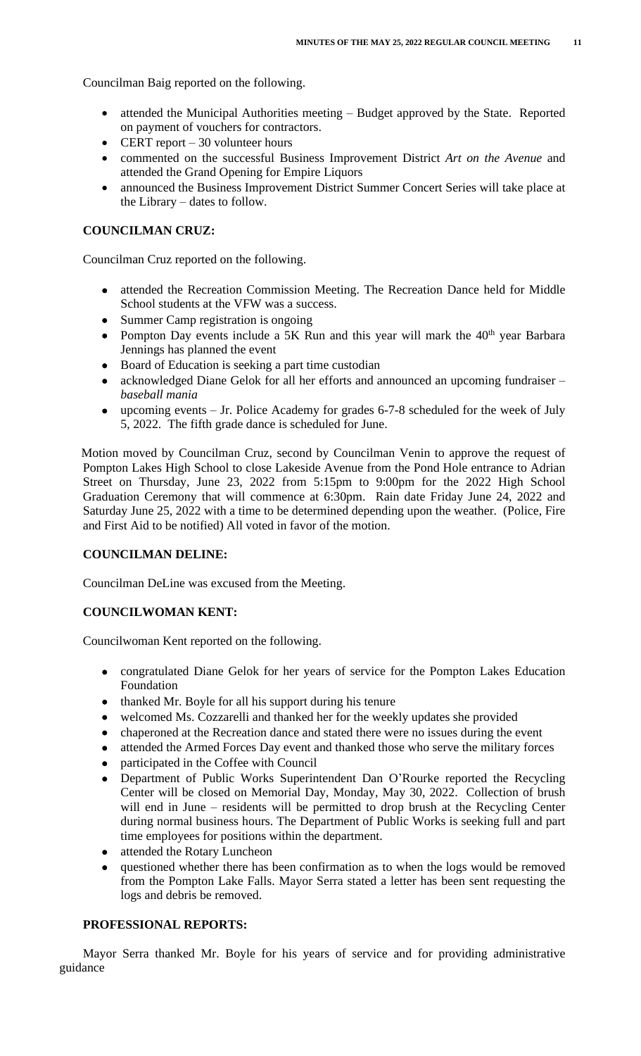Councilman Baig reported on the following.

- attended the Municipal Authorities meeting – Budget approved by the State. Reported on payment of vouchers for contractors.
- CERT report – 30 volunteer hours
- commented on the successful Business Improvement District *Art on the Avenue* and attended the Grand Opening for Empire Liquors
- announced the Business Improvement District Summer Concert Series will take place at the Library – dates to follow.

**COUNCILMAN CRUZ:**

Councilman Cruz reported on the following.

- attended the Recreation Commission Meeting. The Recreation Dance held for Middle School students at the VFW was a success.
- Summer Camp registration is ongoing
- Pompton Day events include a 5K Run and this year will mark the 40th year Barbara Jennings has planned the event
- Board of Education is seeking a part time custodian
- acknowledged Diane Gelok for all her efforts and announced an upcoming fundraiser – *baseball mania*
- upcoming events – Jr. Police Academy for grades 6-7-8 scheduled for the week of July 5, 2022. The fifth grade dance is scheduled for June.

Motion moved by Councilman Cruz, second by Councilman Venin to approve the request of Pompton Lakes High School to close Lakeside Avenue from the Pond Hole entrance to Adrian Street on Thursday, June 23, 2022 from 5:15pm to 9:00pm for the 2022 High School Graduation Ceremony that will commence at 6:30pm. Rain date Friday June 24, 2022 and Saturday June 25, 2022 with a time to be determined depending upon the weather. (Police, Fire and First Aid to be notified) All voted in favor of the motion.

**COUNCILMAN DELINE:**

Councilman DeLine was excused from the Meeting.

**COUNCILWOMAN KENT:**

Councilwoman Kent reported on the following.

- congratulated Diane Gelok for her years of service for the Pompton Lakes Education Foundation
- thanked Mr. Boyle for all his support during his tenure
- welcomed Ms. Cozzarelli and thanked her for the weekly updates she provided
- chaperoned at the Recreation dance and stated there were no issues during the event
- attended the Armed Forces Day event and thanked those who serve the military forces
- participated in the Coffee with Council
- Department of Public Works Superintendent Dan O'Rourke reported the Recycling Center will be closed on Memorial Day, Monday, May 30, 2022. Collection of brush will end in June – residents will be permitted to drop brush at the Recycling Center during normal business hours. The Department of Public Works is seeking full and part time employees for positions within the department.
- attended the Rotary Luncheon
- questioned whether there has been confirmation as to when the logs would be removed from the Pompton Lake Falls. Mayor Serra stated a letter has been sent requesting the logs and debris be removed.

**PROFESSIONAL REPORTS:**

Mayor Serra thanked Mr. Boyle for his years of service and for providing administrative guidance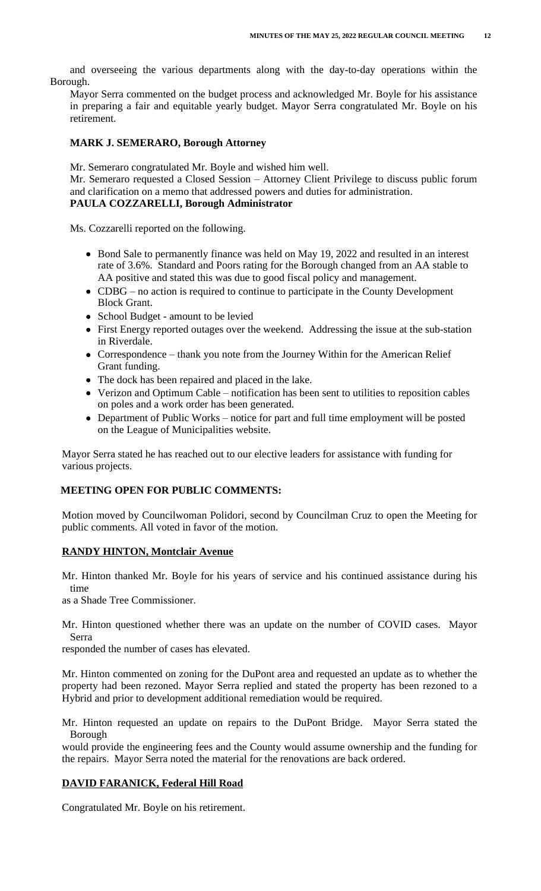and overseeing the various departments along with the day-to-day operations within the Borough.

Mayor Serra commented on the budget process and acknowledged Mr. Boyle for his assistance in preparing a fair and equitable yearly budget. Mayor Serra congratulated Mr. Boyle on his retirement.

**MARK J. SEMERARO, Borough Attorney**

Mr. Semeraro congratulated Mr. Boyle and wished him well.

Mr. Semeraro requested a Closed Session – Attorney Client Privilege to discuss public forum and clarification on a memo that addressed powers and duties for administration.

**PAULA COZZARELLI, Borough Administrator**

Ms. Cozzarelli reported on the following.

- Bond Sale to permanently finance was held on May 19, 2022 and resulted in an interest rate of 3.6%. Standard and Poors rating for the Borough changed from an AA stable to AA positive and stated this was due to good fiscal policy and management.
- CDBG – no action is required to continue to participate in the County Development Block Grant.
- School Budget - amount to be levied
- First Energy reported outages over the weekend. Addressing the issue at the sub-station in Riverdale.
- Correspondence – thank you note from the Journey Within for the American Relief Grant funding.
- The dock has been repaired and placed in the lake.
- Verizon and Optimum Cable – notification has been sent to utilities to reposition cables on poles and a work order has been generated.
- Department of Public Works – notice for part and full time employment will be posted on the League of Municipalities website.

Mayor Serra stated he has reached out to our elective leaders for assistance with funding for various projects.

**MEETING OPEN FOR PUBLIC COMMENTS:**

Motion moved by Councilwoman Polidori, second by Councilman Cruz to open the Meeting for public comments. All voted in favor of the motion.

**RANDY HINTON, Montclair Avenue**

Mr. Hinton thanked Mr. Boyle for his years of service and his continued assistance during his time as a Shade Tree Commissioner.

Mr. Hinton questioned whether there was an update on the number of COVID cases. Mayor Serra responded the number of cases has elevated.

Mr. Hinton commented on zoning for the DuPont area and requested an update as to whether the property had been rezoned. Mayor Serra replied and stated the property has been rezoned to a Hybrid and prior to development additional remediation would be required.

Mr. Hinton requested an update on repairs to the DuPont Bridge. Mayor Serra stated the Borough would provide the engineering fees and the County would assume ownership and the funding for the repairs. Mayor Serra noted the material for the renovations are back ordered.

**DAVID FARANICK, Federal Hill Road**

Congratulated Mr. Boyle on his retirement.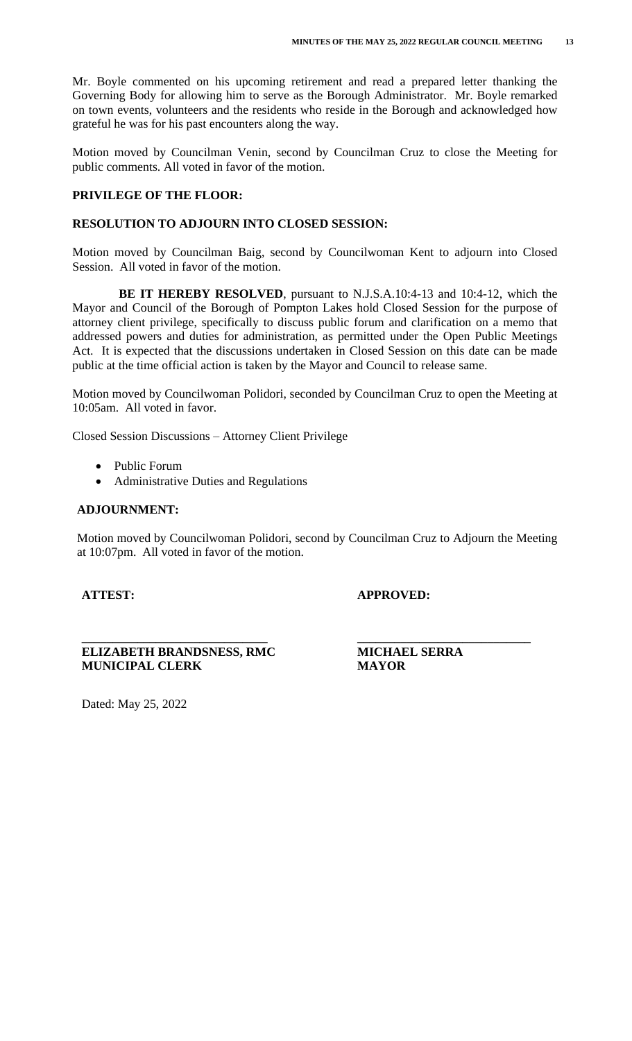Mr. Boyle commented on his upcoming retirement and read a prepared letter thanking the Governing Body for allowing him to serve as the Borough Administrator. Mr. Boyle remarked on town events, volunteers and the residents who reside in the Borough and acknowledged how grateful he was for his past encounters along the way.

Motion moved by Councilman Venin, second by Councilman Cruz to close the Meeting for public comments. All voted in favor of the motion.

**PRIVILEGE OF THE FLOOR:**

**RESOLUTION TO ADJOURN INTO CLOSED SESSION:**

Motion moved by Councilman Baig, second by Councilwoman Kent to adjourn into Closed Session. All voted in favor of the motion.

**BE IT HEREBY RESOLVED**, pursuant to N.J.S.A.10:4-13 and 10:4-12, which the Mayor and Council of the Borough of Pompton Lakes hold Closed Session for the purpose of attorney client privilege, specifically to discuss public forum and clarification on a memo that addressed powers and duties for administration, as permitted under the Open Public Meetings Act. It is expected that the discussions undertaken in Closed Session on this date can be made public at the time official action is taken by the Mayor and Council to release same.

Motion moved by Councilwoman Polidori, seconded by Councilman Cruz to open the Meeting at 10:05am. All voted in favor.

Closed Session Discussions – Attorney Client Privilege

- Public Forum
- Administrative Duties and Regulations

**ADJOURNMENT:**

Motion moved by Councilwoman Polidori, second by Councilman Cruz to Adjourn the Meeting at 10:07pm. All voted in favor of the motion.

**ATTEST:**

______________________________
**ELIZABETH BRANDSNESS, RMC**
**MUNICIPAL CLERK**

**APPROVED:**

______________________________
**MICHAEL SERRA**
**MAYOR**

Dated: May 25, 2022